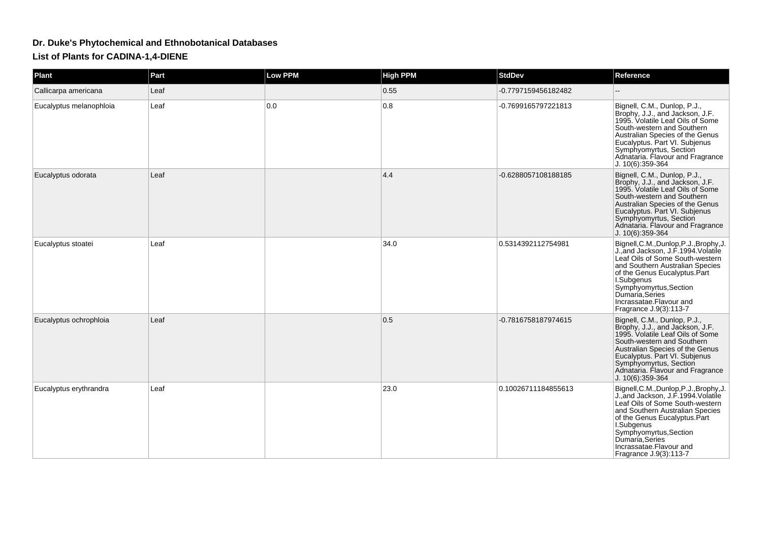# Dr. Duke's Phytochemical and Ethnobotanical Databases

## List of Plants for CADINA-1,4-DIENE

| Plant | Part | Low PPM | High PPM | StdDev | Reference |
| --- | --- | --- | --- | --- | --- |
| Callicarpa americana | Leaf | | 0.55 | -0.7797159456182482 | -- |
| Eucalyptus melanophloia | Leaf | 0.0 | 0.8 | -0.7699165797221813 | Bignell, C.M., Dunlop, P.J., Brophy, J.J., and Jackson, J.F. 1995. Volatile Leaf Oils of Some South-western and Southern Australian Species of the Genus Eucalyptus. Part VI. Subjenus Symphyomyrtus, Section Adnataria. Flavour and Fragrance J. 10(6):359-364 |
| Eucalyptus odorata | Leaf | | 4.4 | -0.6288057108188185 | Bignell, C.M., Dunlop, P.J., Brophy, J.J., and Jackson, J.F. 1995. Volatile Leaf Oils of Some South-western and Southern Australian Species of the Genus Eucalyptus. Part VI. Subjenus Symphyomyrtus, Section Adnataria. Flavour and Fragrance J. 10(6):359-364 |
| Eucalyptus stoatei | Leaf | | 34.0 | 0.5314392112754981 | Bignell,C.M.,Dunlop,P.J.,Brophy,J.J.,and Jackson, J.F.1994.Volatile Leaf Oils of Some South-western and Southern Australian Species of the Genus Eucalyptus.Part I.Subgenus Symphyomyrtus,Section Dumaria,Series Incrassatae.Flavour and Fragrance J.9(3):113-7 |
| Eucalyptus ochrophloia | Leaf | | 0.5 | -0.7816758187974615 | Bignell, C.M., Dunlop, P.J., Brophy, J.J., and Jackson, J.F. 1995. Volatile Leaf Oils of Some South-western and Southern Australian Species of the Genus Eucalyptus. Part VI. Subjenus Symphyomyrtus, Section Adnataria. Flavour and Fragrance J. 10(6):359-364 |
| Eucalyptus erythrandra | Leaf | | 23.0 | 0.10026711184855613 | Bignell,C.M.,Dunlop,P.J.,Brophy,J.J.,and Jackson, J.F.1994.Volatile Leaf Oils of Some South-western and Southern Australian Species of the Genus Eucalyptus.Part I.Subgenus Symphyomyrtus,Section Dumaria,Series Incrassatae.Flavour and Fragrance J.9(3):113-7 |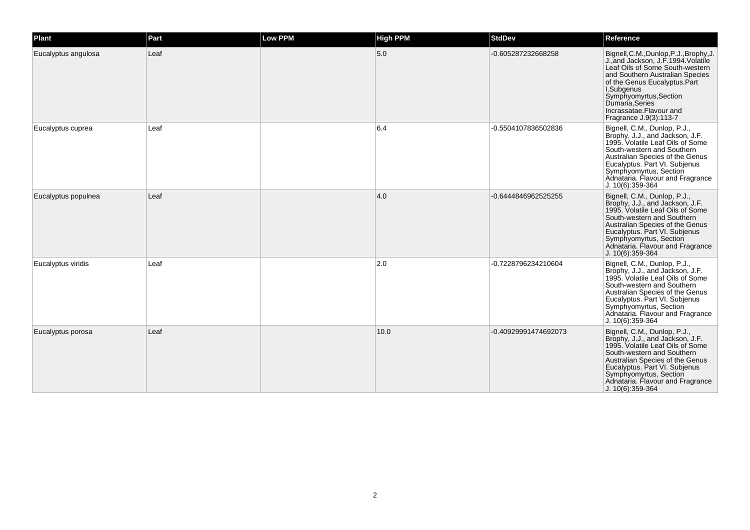| Plant | Part | Low PPM | High PPM | StdDev | Reference |
|---|---|---|---|---|---|
| Eucalyptus angulosa | Leaf | | 5.0 | -0.605287232668258 | Bignell,C.M.,Dunlop,P.J.,Brophy,J.J.,and Jackson, J.F.1994.Volatile Leaf Oils of Some South-western and Southern Australian Species of the Genus Eucalyptus.Part I.Subgenus Symphyomyrtus,Section Dumaria,Series Incrassatae.Flavour and Fragrance J.9(3):113-7 |
| Eucalyptus cuprea | Leaf | | 6.4 | -0.5504107836502836 | Bignell, C.M., Dunlop, P.J., Brophy, J.J., and Jackson, J.F. 1995. Volatile Leaf Oils of Some South-western and Southern Australian Species of the Genus Eucalyptus. Part VI. Subjenus Symphyomyrtus, Section Adnataria. Flavour and Fragrance J. 10(6):359-364 |
| Eucalyptus populnea | Leaf | | 4.0 | -0.6444846962525255 | Bignell, C.M., Dunlop, P.J., Brophy, J.J., and Jackson, J.F. 1995. Volatile Leaf Oils of Some South-western and Southern Australian Species of the Genus Eucalyptus. Part VI. Subjenus Symphyomyrtus, Section Adnataria. Flavour and Fragrance J. 10(6):359-364 |
| Eucalyptus viridis | Leaf | | 2.0 | -0.7228796234210604 | Bignell, C.M., Dunlop, P.J., Brophy, J.J., and Jackson, J.F. 1995. Volatile Leaf Oils of Some South-western and Southern Australian Species of the Genus Eucalyptus. Part VI. Subjenus Symphyomyrtus, Section Adnataria. Flavour and Fragrance J. 10(6):359-364 |
| Eucalyptus porosa | Leaf | | 10.0 | -0.40929991474692073 | Bignell, C.M., Dunlop, P.J., Brophy, J.J., and Jackson, J.F. 1995. Volatile Leaf Oils of Some South-western and Southern Australian Species of the Genus Eucalyptus. Part VI. Subjenus Symphyomyrtus, Section Adnataria. Flavour and Fragrance J. 10(6):359-364 |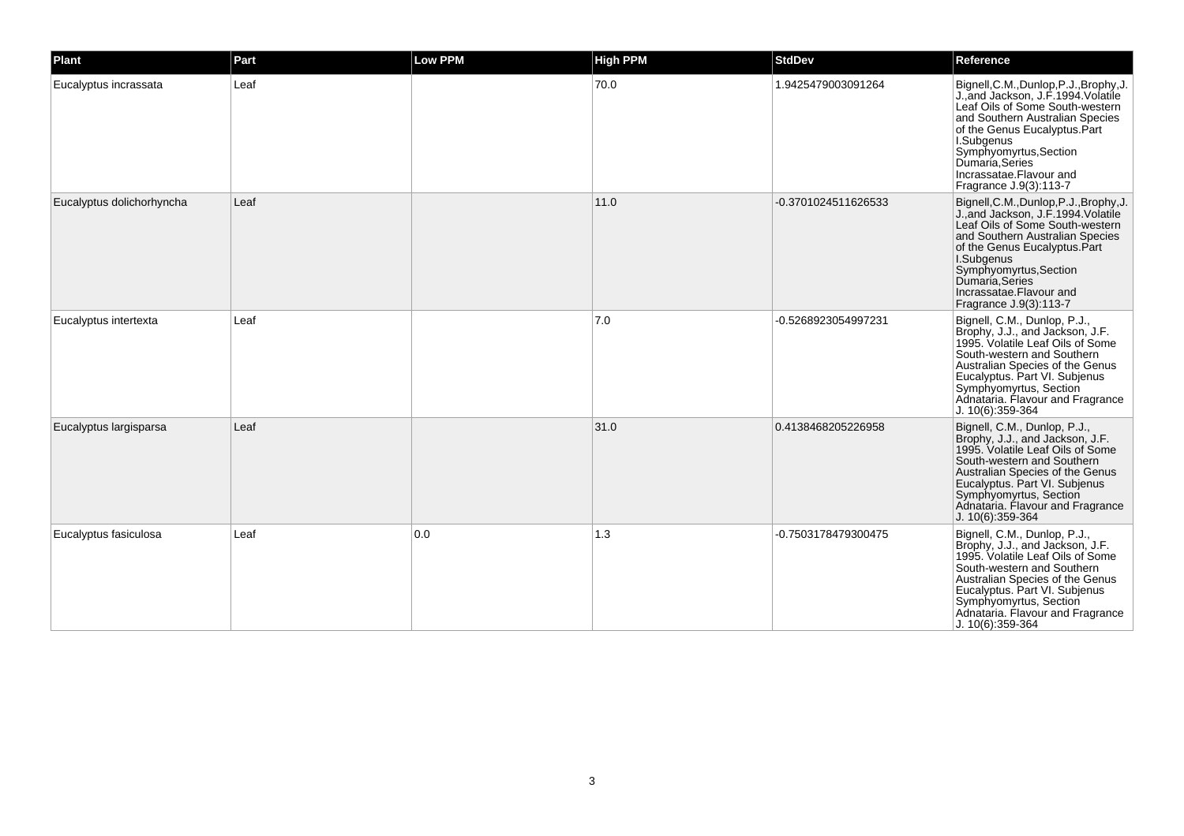| Plant | Part | Low PPM | High PPM | StdDev | Reference |
| --- | --- | --- | --- | --- | --- |
| Eucalyptus incrassata | Leaf | | 70.0 | 1.9425479003091264 | Bignell,C.M.,Dunlop,P.J.,Brophy,J. J.,and Jackson, J.F.1994.Volatile Leaf Oils of Some South-western and Southern Australian Species of the Genus Eucalyptus.Part I.Subgenus Symphyomyrtus,Section Dumaria,Series Incrassatae.Flavour and Fragrance J.9(3):113-7 |
| Eucalyptus dolichorhyncha | Leaf | | 11.0 | -0.3701024511626533 | Bignell,C.M.,Dunlop,P.J.,Brophy,J. J.,and Jackson, J.F.1994.Volatile Leaf Oils of Some South-western and Southern Australian Species of the Genus Eucalyptus.Part I.Subgenus Symphyomyrtus,Section Dumaria,Series Incrassatae.Flavour and Fragrance J.9(3):113-7 |
| Eucalyptus intertexta | Leaf | | 7.0 | -0.5268923054997231 | Bignell, C.M., Dunlop, P.J., Brophy, J.J., and Jackson, J.F. 1995. Volatile Leaf Oils of Some South-western and Southern Australian Species of the Genus Eucalyptus. Part VI. Subjenus Symphyomyrtus, Section Adnataria. Flavour and Fragrance J. 10(6):359-364 |
| Eucalyptus largisparsa | Leaf | | 31.0 | 0.4138468205226958 | Bignell, C.M., Dunlop, P.J., Brophy, J.J., and Jackson, J.F. 1995. Volatile Leaf Oils of Some South-western and Southern Australian Species of the Genus Eucalyptus. Part VI. Subjenus Symphyomyrtus, Section Adnataria. Flavour and Fragrance J. 10(6):359-364 |
| Eucalyptus fasiculosa | Leaf | 0.0 | 1.3 | -0.7503178479300475 | Bignell, C.M., Dunlop, P.J., Brophy, J.J., and Jackson, J.F. 1995. Volatile Leaf Oils of Some South-western and Southern Australian Species of the Genus Eucalyptus. Part VI. Subjenus Symphyomyrtus, Section Adnataria. Flavour and Fragrance J. 10(6):359-364 |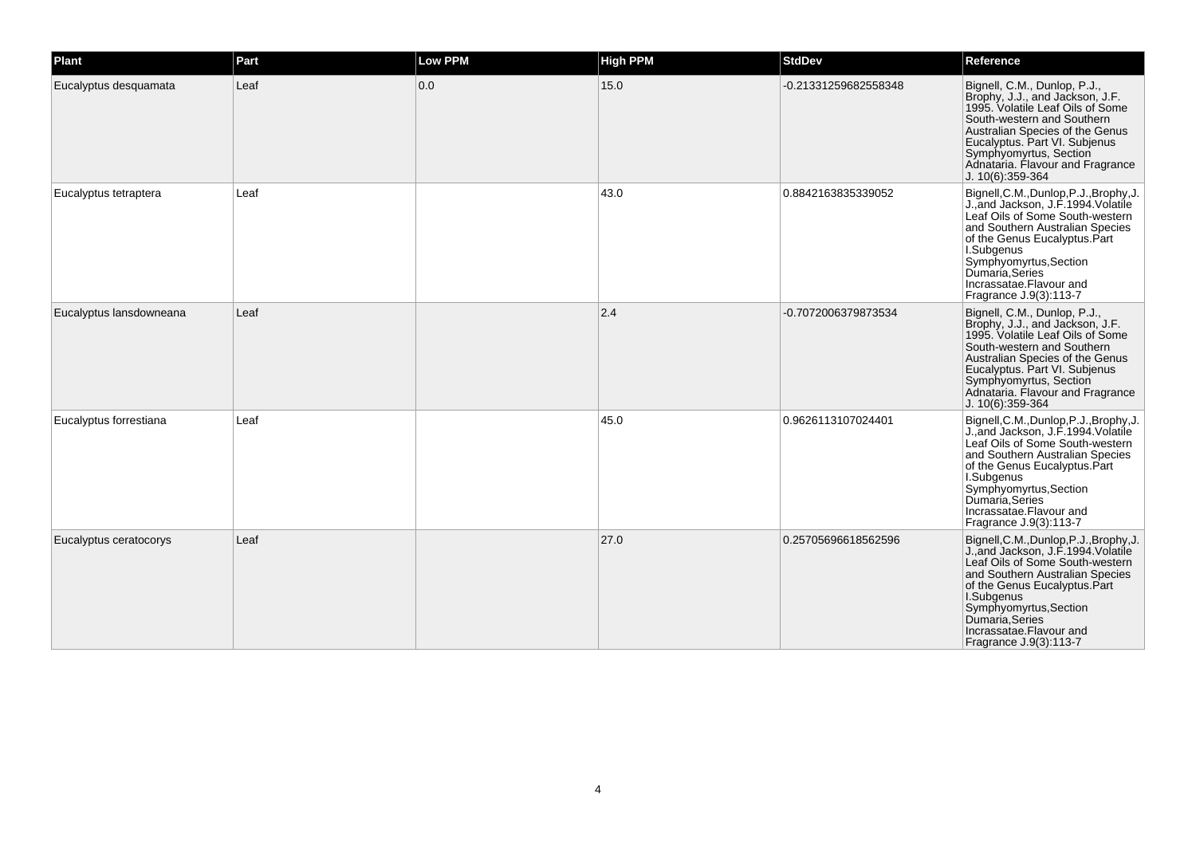| Plant | Part | Low PPM | High PPM | StdDev | Reference |
|---|---|---|---|---|---|
| Eucalyptus desquamata | Leaf | 0.0 | 15.0 | -0.21331259682558348 | Bignell, C.M., Dunlop, P.J., Brophy, J.J., and Jackson, J.F. 1995. Volatile Leaf Oils of Some South-western and Southern Australian Species of the Genus Eucalyptus. Part VI. Subjenus Symphyomyrtus, Section Adnataria. Flavour and Fragrance J. 10(6):359-364 |
| Eucalyptus tetraptera | Leaf | | 43.0 | 0.8842163835339052 | Bignell,C.M.,Dunlop,P.J.,Brophy,J.J.,and Jackson, J.F.1994.Volatile Leaf Oils of Some South-western and Southern Australian Species of the Genus Eucalyptus.Part I.Subgenus Symphyomyrtus,Section Dumaria,Series Incrassatae.Flavour and Fragrance J.9(3):113-7 |
| Eucalyptus lansdowneana | Leaf | | 2.4 | -0.7072006379873534 | Bignell, C.M., Dunlop, P.J., Brophy, J.J., and Jackson, J.F. 1995. Volatile Leaf Oils of Some South-western and Southern Australian Species of the Genus Eucalyptus. Part VI. Subjenus Symphyomyrtus, Section Adnataria. Flavour and Fragrance J. 10(6):359-364 |
| Eucalyptus forrestiana | Leaf | | 45.0 | 0.9626113107024401 | Bignell,C.M.,Dunlop,P.J.,Brophy,J.J.,and Jackson, J.F.1994.Volatile Leaf Oils of Some South-western and Southern Australian Species of the Genus Eucalyptus.Part I.Subgenus Symphyomyrtus,Section Dumaria,Series Incrassatae.Flavour and Fragrance J.9(3):113-7 |
| Eucalyptus ceratocorys | Leaf | | 27.0 | 0.25705696618562596 | Bignell,C.M.,Dunlop,P.J.,Brophy,J.J.,and Jackson, J.F.1994.Volatile Leaf Oils of Some South-western and Southern Australian Species of the Genus Eucalyptus.Part I.Subgenus Symphyomyrtus,Section Dumaria,Series Incrassatae.Flavour and Fragrance J.9(3):113-7 |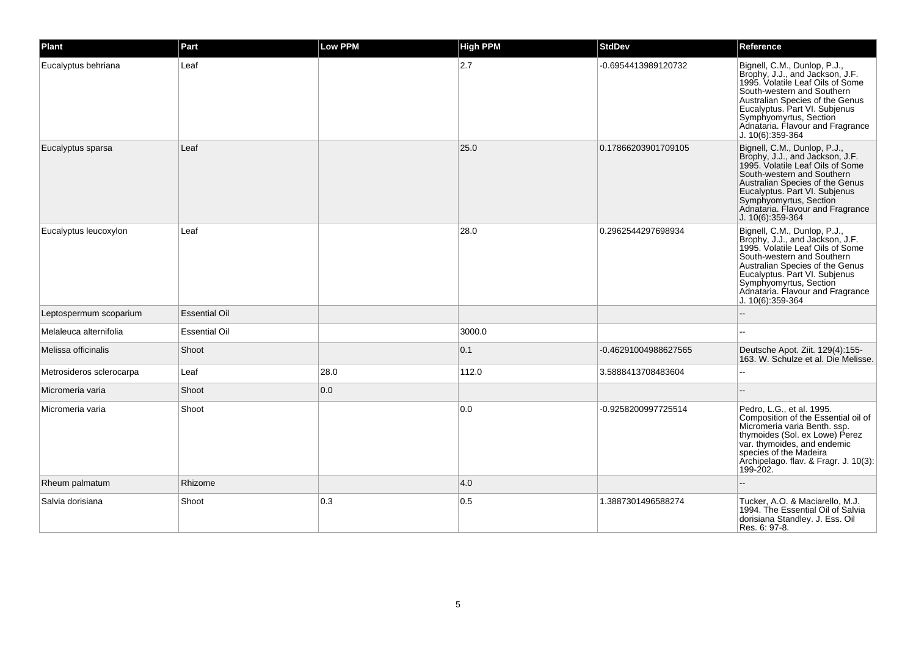| Plant | Part | Low PPM | High PPM | StdDev | Reference |
| --- | --- | --- | --- | --- | --- |
| Eucalyptus behriana | Leaf | | 2.7 | -0.6954413989120732 | Bignell, C.M., Dunlop, P.J., Brophy, J.J., and Jackson, J.F. 1995. Volatile Leaf Oils of Some South-western and Southern Australian Species of the Genus Eucalyptus. Part VI. Subjenus Symphyomyrtus, Section Adnataria. Flavour and Fragrance J. 10(6):359-364 |
| Eucalyptus sparsa | Leaf | | 25.0 | 0.17866203901709105 | Bignell, C.M., Dunlop, P.J., Brophy, J.J., and Jackson, J.F. 1995. Volatile Leaf Oils of Some South-western and Southern Australian Species of the Genus Eucalyptus. Part VI. Subjenus Symphyomyrtus, Section Adnataria. Flavour and Fragrance J. 10(6):359-364 |
| Eucalyptus leucoxylon | Leaf | | 28.0 | 0.2962544297698934 | Bignell, C.M., Dunlop, P.J., Brophy, J.J., and Jackson, J.F. 1995. Volatile Leaf Oils of Some South-western and Southern Australian Species of the Genus Eucalyptus. Part VI. Subjenus Symphyomyrtus, Section Adnataria. Flavour and Fragrance J. 10(6):359-364 |
| Leptospermum scoparium | Essential Oil | | | | -- |
| Melaleuca alternifolia | Essential Oil | | 3000.0 | | -- |
| Melissa officinalis | Shoot | | 0.1 | -0.46291004988627565 | Deutsche Apot. Ziit. 129(4):155-163. W. Schulze et al. Die Melisse. |
| Metrosideros sclerocarpa | Leaf | 28.0 | 112.0 | 3.5888413708483604 | -- |
| Micromeria varia | Shoot | 0.0 | | | -- |
| Micromeria varia | Shoot | | 0.0 | -0.9258200997725514 | Pedro, L.G., et al. 1995. Composition of the Essential oil of Micromeria varia Benth. ssp. thymoides (Sol. ex Lowe) Perez var. thymoides, and endemic species of the Madeira Archipelago. flav. & Fragr. J. 10(3): 199-202. |
| Rheum palmatum | Rhizome | | 4.0 | | -- |
| Salvia dorisiana | Shoot | 0.3 | 0.5 | 1.3887301496588274 | Tucker, A.O. & Maciarello, M.J. 1994. The Essential Oil of Salvia dorisiana Standley. J. Ess. Oil Res. 6: 97-8. |